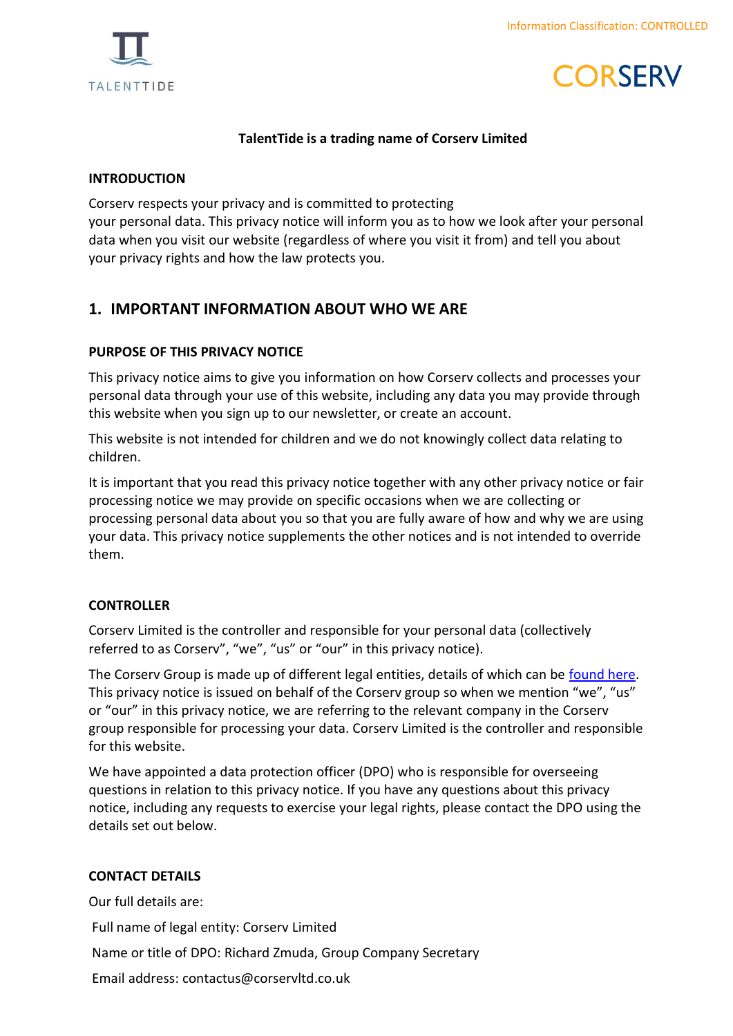Information Classification: CONTROLLED

TALENTTIDE

CORSERV

**TalentTide is a trading name of Corserv Limited**

**INTRODUCTION**

Corserv respects your privacy and is committed to protecting your personal data. This privacy notice will inform you as to how we look after your personal data when you visit our website (regardless of where you visit it from) and tell you about your privacy rights and how the law protects you.

## 1. IMPORTANT INFORMATION ABOUT WHO WE ARE

**PURPOSE OF THIS PRIVACY NOTICE**

This privacy notice aims to give you information on how Corserv collects and processes your personal data through your use of this website, including any data you may provide through this website when you sign up to our newsletter, or create an account.

This website is not intended for children and we do not knowingly collect data relating to children.

It is important that you read this privacy notice together with any other privacy notice or fair processing notice we may provide on specific occasions when we are collecting or processing personal data about you so that you are fully aware of how and why we are using your data. This privacy notice supplements the other notices and is not intended to override them.

**CONTROLLER**

Corserv Limited is the controller and responsible for your personal data (collectively referred to as Corserv", "we", "us" or "our" in this privacy notice).

The Corserv Group is made up of different legal entities, details of which can be found here. This privacy notice is issued on behalf of the Corserv group so when we mention "we", "us" or "our" in this privacy notice, we are referring to the relevant company in the Corserv group responsible for processing your data. Corserv Limited is the controller and responsible for this website.

We have appointed a data protection officer (DPO) who is responsible for overseeing questions in relation to this privacy notice. If you have any questions about this privacy notice, including any requests to exercise your legal rights, please contact the DPO using the details set out below.

**CONTACT DETAILS**

Our full details are:

Full name of legal entity: Corserv Limited

Name or title of DPO: Richard Zmuda, Group Company Secretary

Email address: contactus@corservltd.co.uk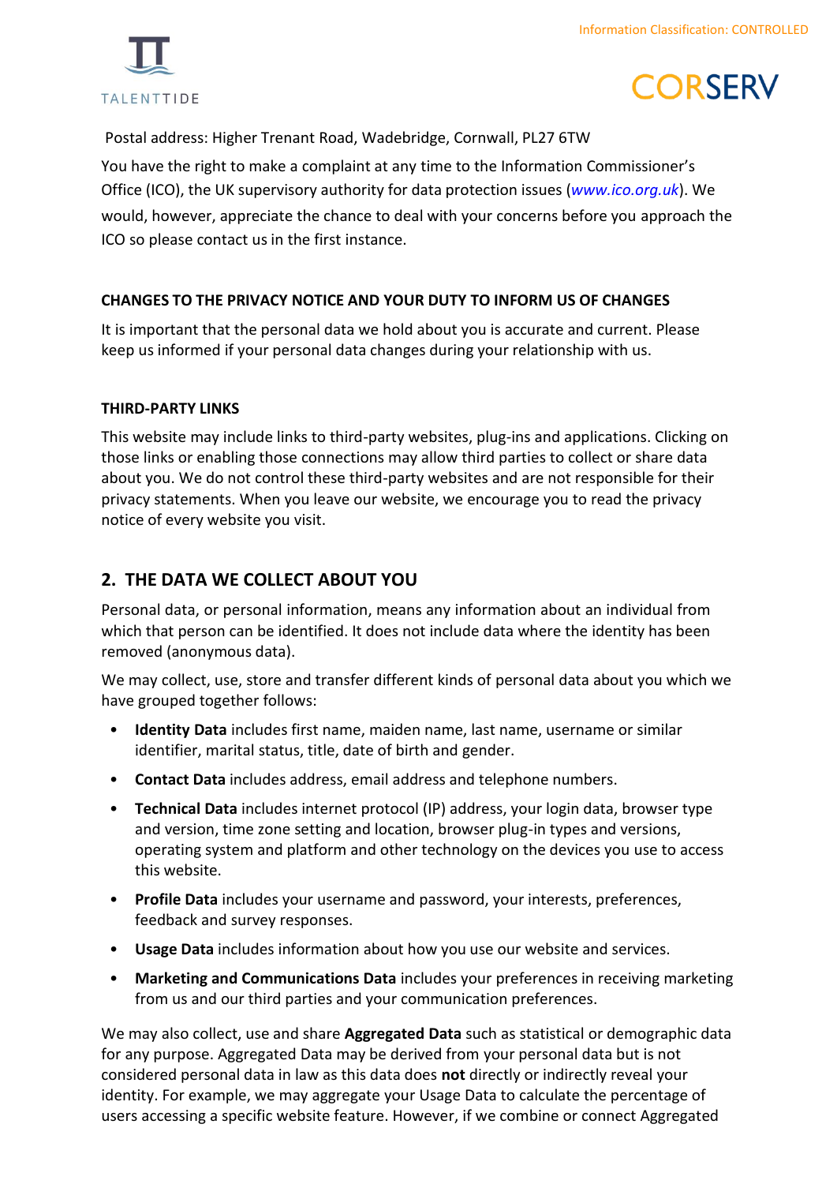Postal address: Higher Trenant Road, Wadebridge, Cornwall, PL27 6TW

You have the right to make a complaint at any time to the Information Commissioner's Office (ICO), the UK supervisory authority for data protection issues (*www.ico.org.uk*). We would, however, appreciate the chance to deal with your concerns before you approach the ICO so please contact us in the first instance.

**CHANGES TO THE PRIVACY NOTICE AND YOUR DUTY TO INFORM US OF CHANGES**

It is important that the personal data we hold about you is accurate and current. Please keep us informed if your personal data changes during your relationship with us.

**THIRD-PARTY LINKS**

This website may include links to third-party websites, plug-ins and applications. Clicking on those links or enabling those connections may allow third parties to collect or share data about you. We do not control these third-party websites and are not responsible for their privacy statements. When you leave our website, we encourage you to read the privacy notice of every website you visit.

## 2. THE DATA WE COLLECT ABOUT YOU

Personal data, or personal information, means any information about an individual from which that person can be identified. It does not include data where the identity has been removed (anonymous data).

We may collect, use, store and transfer different kinds of personal data about you which we have grouped together follows:

- **Identity Data** includes first name, maiden name, last name, username or similar identifier, marital status, title, date of birth and gender.
- **Contact Data** includes address, email address and telephone numbers.
- **Technical Data** includes internet protocol (IP) address, your login data, browser type and version, time zone setting and location, browser plug-in types and versions, operating system and platform and other technology on the devices you use to access this website.
- **Profile Data** includes your username and password, your interests, preferences, feedback and survey responses.
- **Usage Data** includes information about how you use our website and services.
- **Marketing and Communications Data** includes your preferences in receiving marketing from us and our third parties and your communication preferences.

We may also collect, use and share **Aggregated Data** such as statistical or demographic data for any purpose. Aggregated Data may be derived from your personal data but is not considered personal data in law as this data does **not** directly or indirectly reveal your identity. For example, we may aggregate your Usage Data to calculate the percentage of users accessing a specific website feature. However, if we combine or connect Aggregated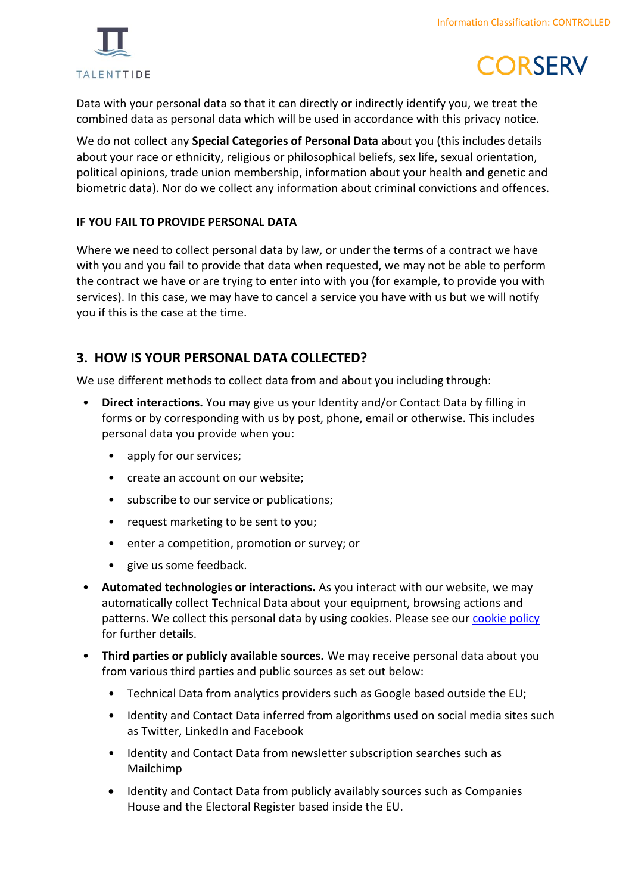Data with your personal data so that it can directly or indirectly identify you, we treat the combined data as personal data which will be used in accordance with this privacy notice.

We do not collect any **Special Categories of Personal Data** about you (this includes details about your race or ethnicity, religious or philosophical beliefs, sex life, sexual orientation, political opinions, trade union membership, information about your health and genetic and biometric data). Nor do we collect any information about criminal convictions and offences.

**IF YOU FAIL TO PROVIDE PERSONAL DATA**

Where we need to collect personal data by law, or under the terms of a contract we have with you and you fail to provide that data when requested, we may not be able to perform the contract we have or are trying to enter into with you (for example, to provide you with services). In this case, we may have to cancel a service you have with us but we will notify you if this is the case at the time.

## 3. HOW IS YOUR PERSONAL DATA COLLECTED?

We use different methods to collect data from and about you including through:

- **Direct interactions.** You may give us your Identity and/or Contact Data by filling in forms or by corresponding with us by post, phone, email or otherwise. This includes personal data you provide when you:
  - apply for our services;
  - create an account on our website;
  - subscribe to our service or publications;
  - request marketing to be sent to you;
  - enter a competition, promotion or survey; or
  - give us some feedback.
- **Automated technologies or interactions.** As you interact with our website, we may automatically collect Technical Data about your equipment, browsing actions and patterns. We collect this personal data by using cookies. Please see our cookie policy for further details.
- **Third parties or publicly available sources.** We may receive personal data about you from various third parties and public sources as set out below:
  - Technical Data from analytics providers such as Google based outside the EU;
  - Identity and Contact Data inferred from algorithms used on social media sites such as Twitter, LinkedIn and Facebook
  - Identity and Contact Data from newsletter subscription searches such as Mailchimp
  - Identity and Contact Data from publicly availably sources such as Companies House and the Electoral Register based inside the EU.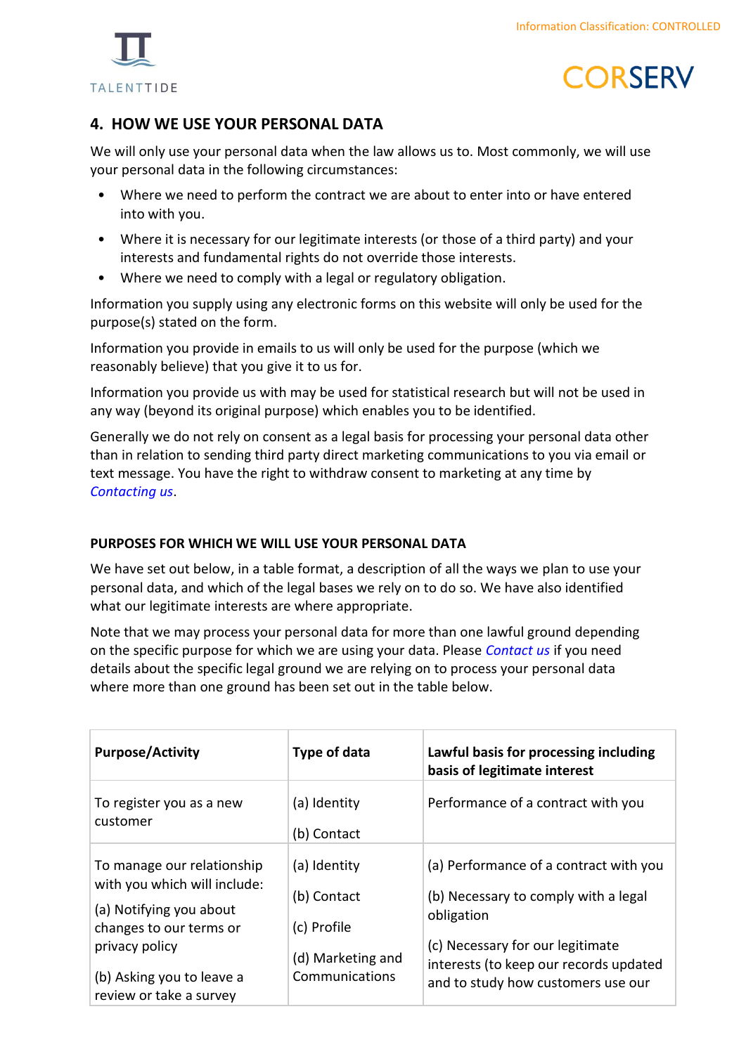## 4. HOW WE USE YOUR PERSONAL DATA

We will only use your personal data when the law allows us to. Most commonly, we will use your personal data in the following circumstances:

- Where we need to perform the contract we are about to enter into or have entered into with you.
- Where it is necessary for our legitimate interests (or those of a third party) and your interests and fundamental rights do not override those interests.
- Where we need to comply with a legal or regulatory obligation.

Information you supply using any electronic forms on this website will only be used for the purpose(s) stated on the form.

Information you provide in emails to us will only be used for the purpose (which we reasonably believe) that you give it to us for.

Information you provide us with may be used for statistical research but will not be used in any way (beyond its original purpose) which enables you to be identified.

Generally we do not rely on consent as a legal basis for processing your personal data other than in relation to sending third party direct marketing communications to you via email or text message. You have the right to withdraw consent to marketing at any time by *Contacting us*.

### PURPOSES FOR WHICH WE WILL USE YOUR PERSONAL DATA

We have set out below, in a table format, a description of all the ways we plan to use your personal data, and which of the legal bases we rely on to do so. We have also identified what our legitimate interests are where appropriate.

Note that we may process your personal data for more than one lawful ground depending on the specific purpose for which we are using your data. Please *Contact us* if you need details about the specific legal ground we are relying on to process your personal data where more than one ground has been set out in the table below.

| Purpose/Activity | Type of data | Lawful basis for processing including basis of legitimate interest |
|---|---|---|
| To register you as a new customer | (a) Identity<br>(b) Contact | Performance of a contract with you |
| To manage our relationship with you which will include:<br>(a) Notifying you about changes to our terms or privacy policy<br>(b) Asking you to leave a review or take a survey | (a) Identity<br>(b) Contact<br>(c) Profile<br>(d) Marketing and Communications | (a) Performance of a contract with you<br>(b) Necessary to comply with a legal obligation<br>(c) Necessary for our legitimate interests (to keep our records updated and to study how customers use our |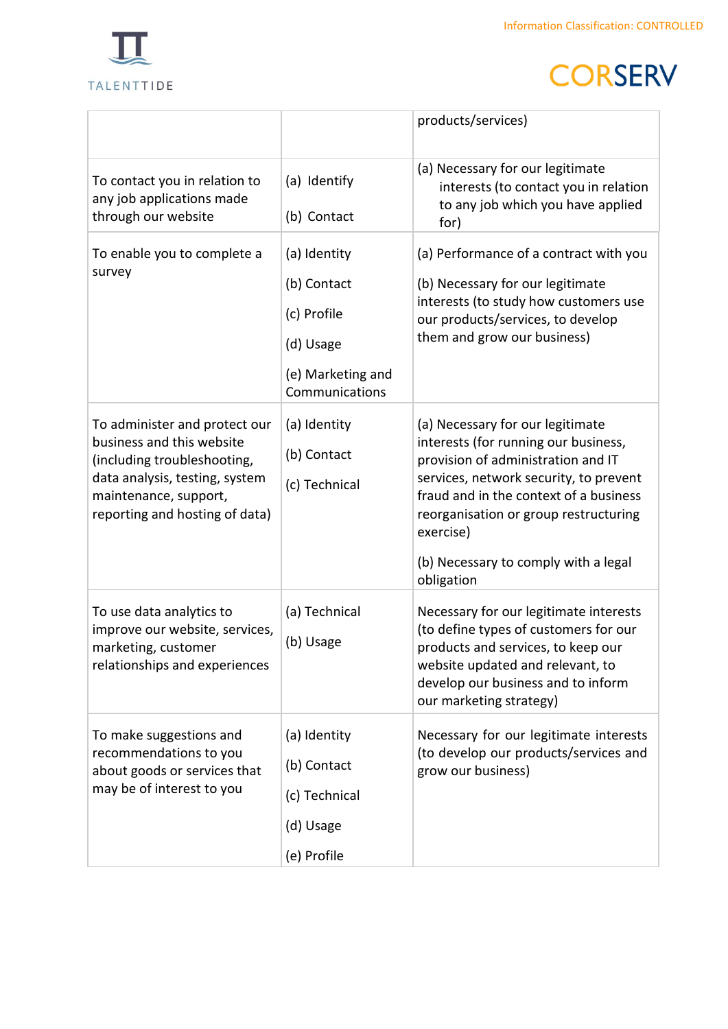| | | products/services) |
|---|---|---|
| To contact you in relation to any job applications made through our website | (a) Identify<br><br>(b) Contact | (a) Necessary for our legitimate interests (to contact you in relation to any job which you have applied for) |
| To enable you to complete a survey | (a) Identity<br><br>(b) Contact<br><br>(c) Profile<br><br>(d) Usage<br><br>(e) Marketing and Communications | (a) Performance of a contract with you<br><br>(b) Necessary for our legitimate interests (to study how customers use our products/services, to develop them and grow our business) |
| To administer and protect our business and this website (including troubleshooting, data analysis, testing, system maintenance, support, reporting and hosting of data) | (a) Identity<br><br>(b) Contact<br><br>(c) Technical | (a) Necessary for our legitimate interests (for running our business, provision of administration and IT services, network security, to prevent fraud and in the context of a business reorganisation or group restructuring exercise)<br><br>(b) Necessary to comply with a legal obligation |
| To use data analytics to improve our website, services, marketing, customer relationships and experiences | (a) Technical<br><br>(b) Usage | Necessary for our legitimate interests (to define types of customers for our products and services, to keep our website updated and relevant, to develop our business and to inform our marketing strategy) |
| To make suggestions and recommendations to you about goods or services that may be of interest to you | (a) Identity<br><br>(b) Contact<br><br>(c) Technical<br><br>(d) Usage<br><br>(e) Profile | Necessary for our legitimate interests (to develop our products/services and grow our business) |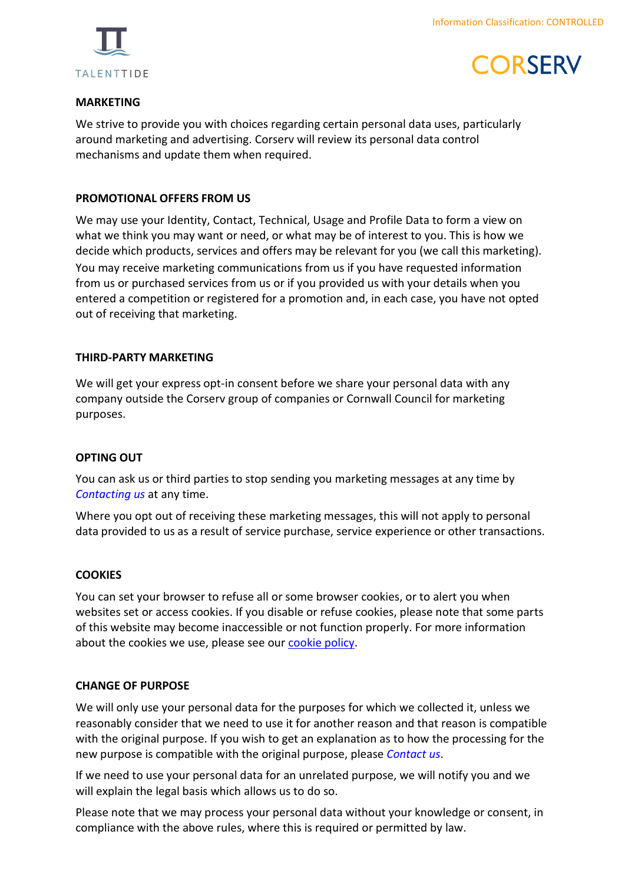## MARKETING

We strive to provide you with choices regarding certain personal data uses, particularly around marketing and advertising. Corserv will review its personal data control mechanisms and update them when required.

## PROMOTIONAL OFFERS FROM US

We may use your Identity, Contact, Technical, Usage and Profile Data to form a view on what we think you may want or need, or what may be of interest to you. This is how we decide which products, services and offers may be relevant for you (we call this marketing). You may receive marketing communications from us if you have requested information from us or purchased services from us or if you provided us with your details when you entered a competition or registered for a promotion and, in each case, you have not opted out of receiving that marketing.

## THIRD-PARTY MARKETING

We will get your express opt-in consent before we share your personal data with any company outside the Corserv group of companies or Cornwall Council for marketing purposes.

## OPTING OUT

You can ask us or third parties to stop sending you marketing messages at any time by *Contacting us* at any time.

Where you opt out of receiving these marketing messages, this will not apply to personal data provided to us as a result of service purchase, service experience or other transactions.

## COOKIES

You can set your browser to refuse all or some browser cookies, or to alert you when websites set or access cookies. If you disable or refuse cookies, please note that some parts of this website may become inaccessible or not function properly. For more information about the cookies we use, please see our cookie policy.

## CHANGE OF PURPOSE

We will only use your personal data for the purposes for which we collected it, unless we reasonably consider that we need to use it for another reason and that reason is compatible with the original purpose. If you wish to get an explanation as to how the processing for the new purpose is compatible with the original purpose, please *Contact us*.

If we need to use your personal data for an unrelated purpose, we will notify you and we will explain the legal basis which allows us to do so.

Please note that we may process your personal data without your knowledge or consent, in compliance with the above rules, where this is required or permitted by law.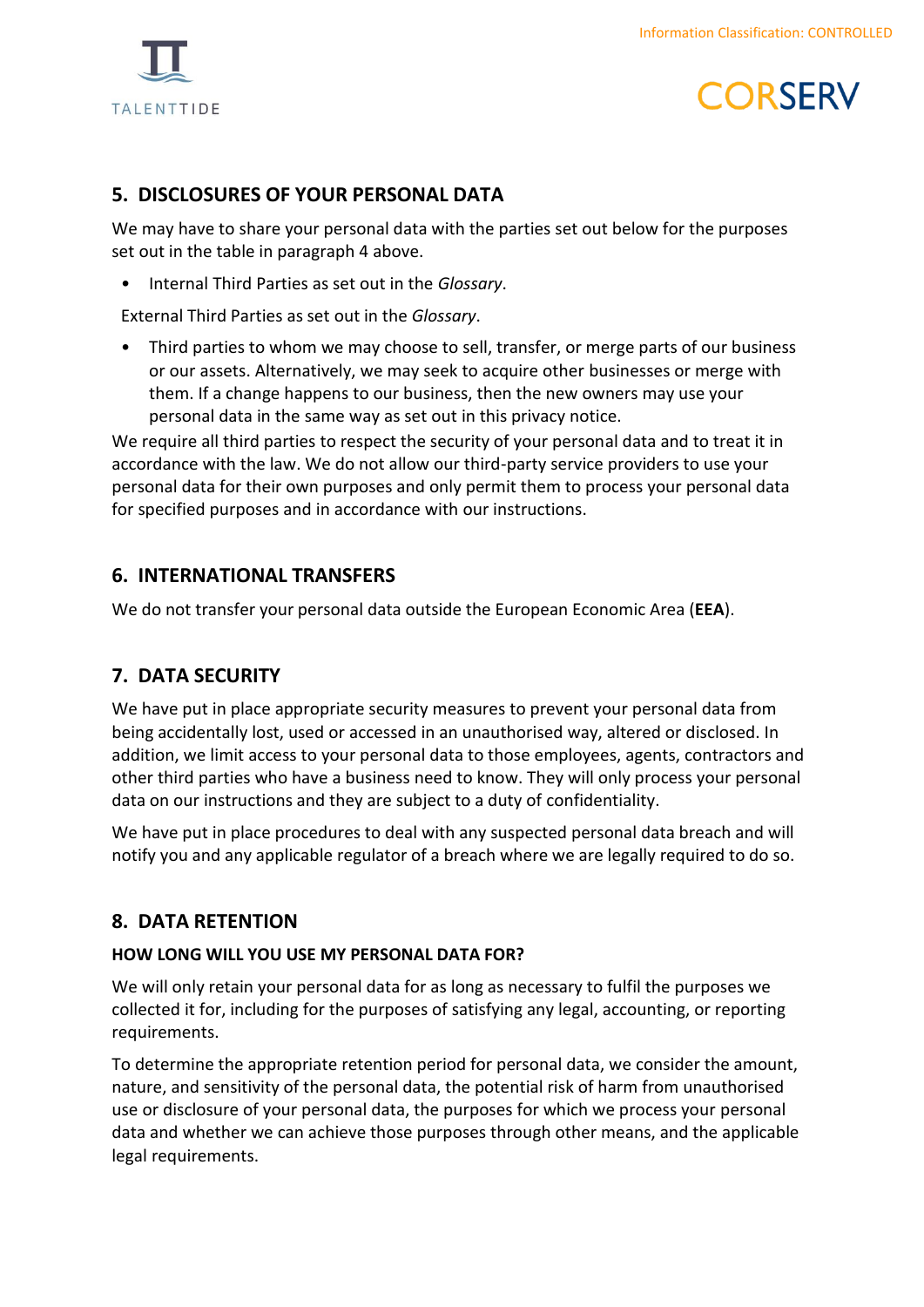## 5. DISCLOSURES OF YOUR PERSONAL DATA

We may have to share your personal data with the parties set out below for the purposes set out in the table in paragraph 4 above.

- Internal Third Parties as set out in the *Glossary*.

External Third Parties as set out in the *Glossary*.

- Third parties to whom we may choose to sell, transfer, or merge parts of our business or our assets. Alternatively, we may seek to acquire other businesses or merge with them. If a change happens to our business, then the new owners may use your personal data in the same way as set out in this privacy notice.

We require all third parties to respect the security of your personal data and to treat it in accordance with the law. We do not allow our third-party service providers to use your personal data for their own purposes and only permit them to process your personal data for specified purposes and in accordance with our instructions.

## 6. INTERNATIONAL TRANSFERS

We do not transfer your personal data outside the European Economic Area (**EEA**).

## 7. DATA SECURITY

We have put in place appropriate security measures to prevent your personal data from being accidentally lost, used or accessed in an unauthorised way, altered or disclosed. In addition, we limit access to your personal data to those employees, agents, contractors and other third parties who have a business need to know. They will only process your personal data on our instructions and they are subject to a duty of confidentiality.

We have put in place procedures to deal with any suspected personal data breach and will notify you and any applicable regulator of a breach where we are legally required to do so.

## 8. DATA RETENTION

### HOW LONG WILL YOU USE MY PERSONAL DATA FOR?

We will only retain your personal data for as long as necessary to fulfil the purposes we collected it for, including for the purposes of satisfying any legal, accounting, or reporting requirements.

To determine the appropriate retention period for personal data, we consider the amount, nature, and sensitivity of the personal data, the potential risk of harm from unauthorised use or disclosure of your personal data, the purposes for which we process your personal data and whether we can achieve those purposes through other means, and the applicable legal requirements.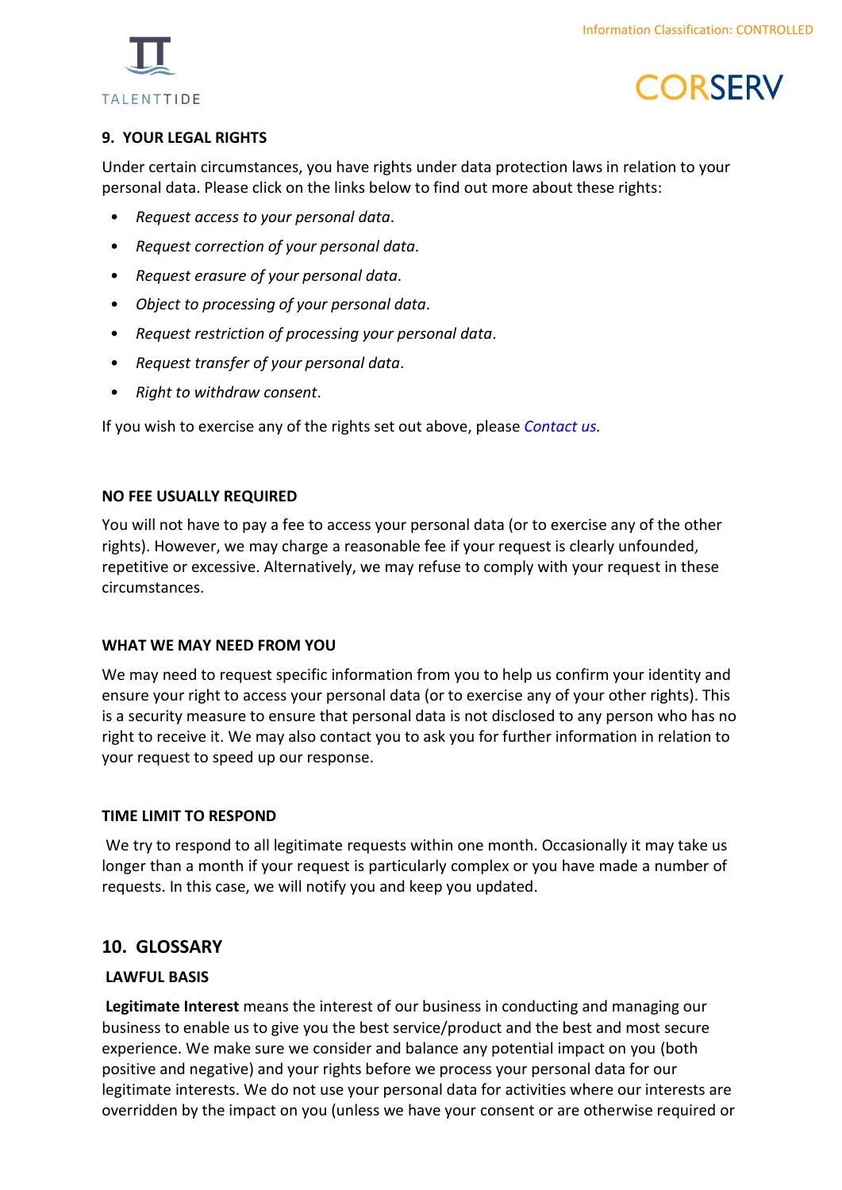## 9. YOUR LEGAL RIGHTS

Under certain circumstances, you have rights under data protection laws in relation to your personal data. Please click on the links below to find out more about these rights:

- *Request access to your personal data*.
- *Request correction of your personal data*.
- *Request erasure of your personal data*.
- *Object to processing of your personal data*.
- *Request restriction of processing your personal data*.
- *Request transfer of your personal data*.
- *Right to withdraw consent*.

If you wish to exercise any of the rights set out above, please *Contact us.*

### NO FEE USUALLY REQUIRED

You will not have to pay a fee to access your personal data (or to exercise any of the other rights). However, we may charge a reasonable fee if your request is clearly unfounded, repetitive or excessive. Alternatively, we may refuse to comply with your request in these circumstances.

### WHAT WE MAY NEED FROM YOU

We may need to request specific information from you to help us confirm your identity and ensure your right to access your personal data (or to exercise any of your other rights). This is a security measure to ensure that personal data is not disclosed to any person who has no right to receive it. We may also contact you to ask you for further information in relation to your request to speed up our response.

### TIME LIMIT TO RESPOND

We try to respond to all legitimate requests within one month. Occasionally it may take us longer than a month if your request is particularly complex or you have made a number of requests. In this case, we will notify you and keep you updated.

## 10. GLOSSARY

### LAWFUL BASIS

**Legitimate Interest** means the interest of our business in conducting and managing our business to enable us to give you the best service/product and the best and most secure experience. We make sure we consider and balance any potential impact on you (both positive and negative) and your rights before we process your personal data for our legitimate interests. We do not use your personal data for activities where our interests are overridden by the impact on you (unless we have your consent or are otherwise required or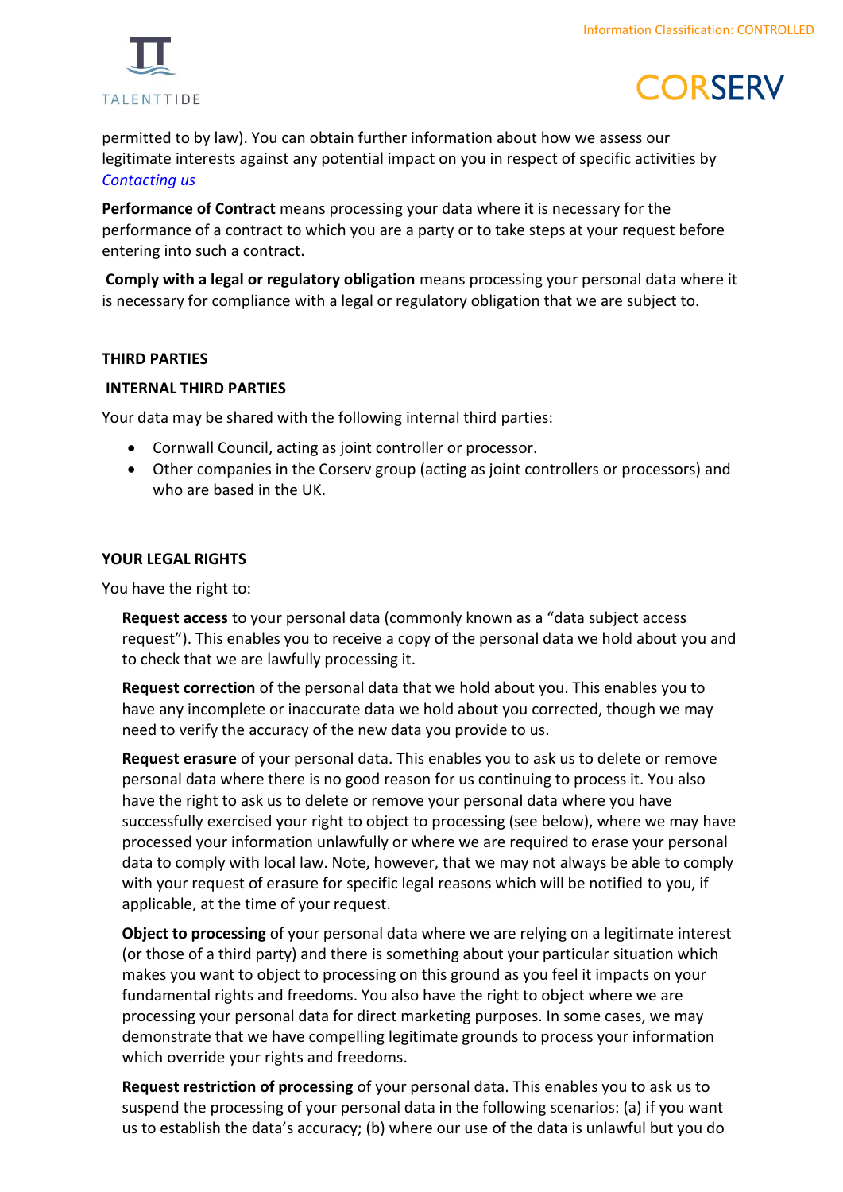permitted to by law). You can obtain further information about how we assess our legitimate interests against any potential impact on you in respect of specific activities by *Contacting us*

**Performance of Contract** means processing your data where it is necessary for the performance of a contract to which you are a party or to take steps at your request before entering into such a contract.

**Comply with a legal or regulatory obligation** means processing your personal data where it is necessary for compliance with a legal or regulatory obligation that we are subject to.

**THIRD PARTIES**

**INTERNAL THIRD PARTIES**

Your data may be shared with the following internal third parties:

- Cornwall Council, acting as joint controller or processor.
- Other companies in the Corserv group (acting as joint controllers or processors) and who are based in the UK.

**YOUR LEGAL RIGHTS**

You have the right to:

**Request access** to your personal data (commonly known as a "data subject access request"). This enables you to receive a copy of the personal data we hold about you and to check that we are lawfully processing it.

**Request correction** of the personal data that we hold about you. This enables you to have any incomplete or inaccurate data we hold about you corrected, though we may need to verify the accuracy of the new data you provide to us.

**Request erasure** of your personal data. This enables you to ask us to delete or remove personal data where there is no good reason for us continuing to process it. You also have the right to ask us to delete or remove your personal data where you have successfully exercised your right to object to processing (see below), where we may have processed your information unlawfully or where we are required to erase your personal data to comply with local law. Note, however, that we may not always be able to comply with your request of erasure for specific legal reasons which will be notified to you, if applicable, at the time of your request.

**Object to processing** of your personal data where we are relying on a legitimate interest (or those of a third party) and there is something about your particular situation which makes you want to object to processing on this ground as you feel it impacts on your fundamental rights and freedoms. You also have the right to object where we are processing your personal data for direct marketing purposes. In some cases, we may demonstrate that we have compelling legitimate grounds to process your information which override your rights and freedoms.

**Request restriction of processing** of your personal data. This enables you to ask us to suspend the processing of your personal data in the following scenarios: (a) if you want us to establish the data's accuracy; (b) where our use of the data is unlawful but you do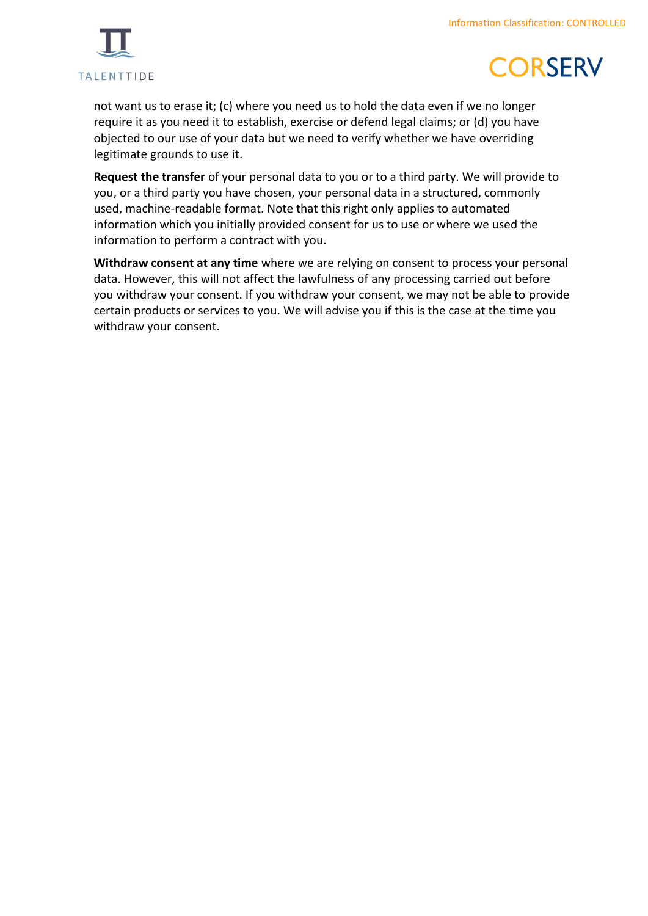not want us to erase it; (c) where you need us to hold the data even if we no longer require it as you need it to establish, exercise or defend legal claims; or (d) you have objected to our use of your data but we need to verify whether we have overriding legitimate grounds to use it.

**Request the transfer** of your personal data to you or to a third party. We will provide to you, or a third party you have chosen, your personal data in a structured, commonly used, machine-readable format. Note that this right only applies to automated information which you initially provided consent for us to use or where we used the information to perform a contract with you.

**Withdraw consent at any time** where we are relying on consent to process your personal data. However, this will not affect the lawfulness of any processing carried out before you withdraw your consent. If you withdraw your consent, we may not be able to provide certain products or services to you. We will advise you if this is the case at the time you withdraw your consent.